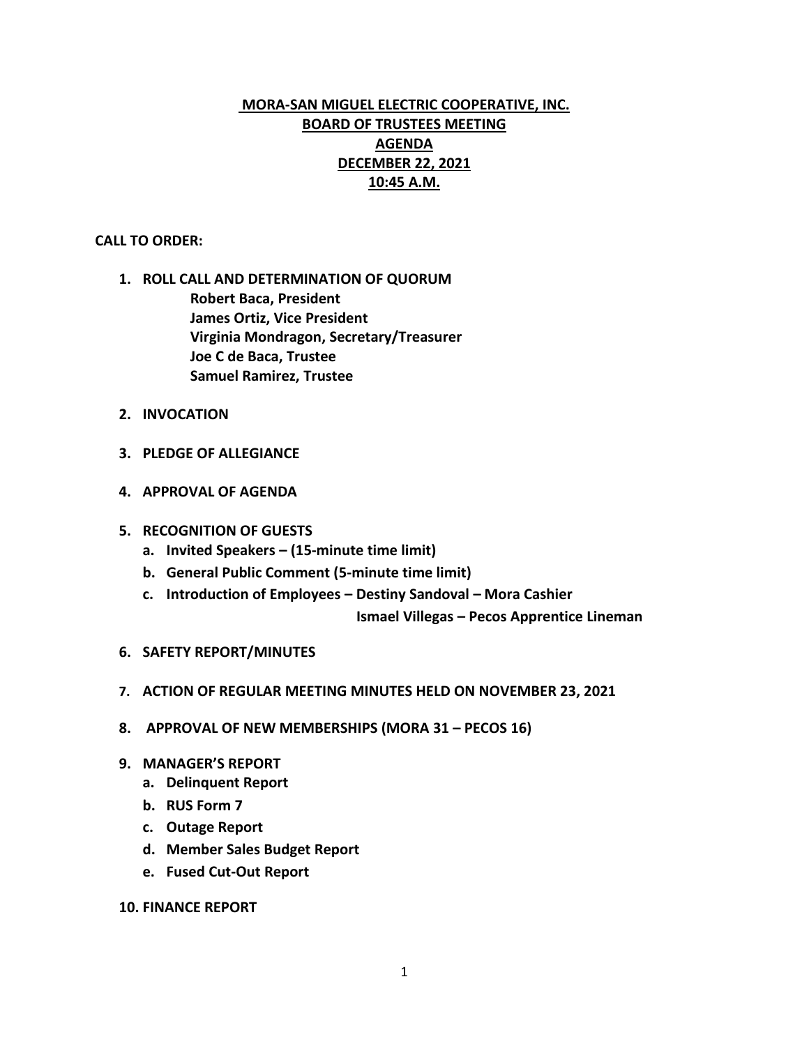# MORA-SAN MIGUEL ELECTRIC COOPERATIVE, INC.
## BOARD OF TRUSTEES MEETING
## AGENDA
## DECEMBER 22, 2021
## 10:45 A.M.

**CALL TO ORDER:**

1. **ROLL CALL AND DETERMINATION OF QUORUM**
   - **Robert Baca, President**
   - **James Ortiz, Vice President**
   - **Virginia Mondragon, Secretary/Treasurer**
   - **Joe C de Baca, Trustee**
   - **Samuel Ramirez, Trustee**

2. **INVOCATION**

3. **PLEDGE OF ALLEGIANCE**

4. **APPROVAL OF AGENDA**

5. **RECOGNITION OF GUESTS**
   a. **Invited Speakers – (15-minute time limit)**
   b. **General Public Comment (5-minute time limit)**
   c. **Introduction of Employees – Destiny Sandoval – Mora Cashier**
      **Ismael Villegas – Pecos Apprentice Lineman**

6. **SAFETY REPORT/MINUTES**

7. **ACTION OF REGULAR MEETING MINUTES HELD ON NOVEMBER 23, 2021**

8. **APPROVAL OF NEW MEMBERSHIPS (MORA 31 – PECOS 16)**

9. **MANAGER'S REPORT**
   a. **Delinquent Report**
   b. **RUS Form 7**
   c. **Outage Report**
   d. **Member Sales Budget Report**
   e. **Fused Cut-Out Report**

10. **FINANCE REPORT**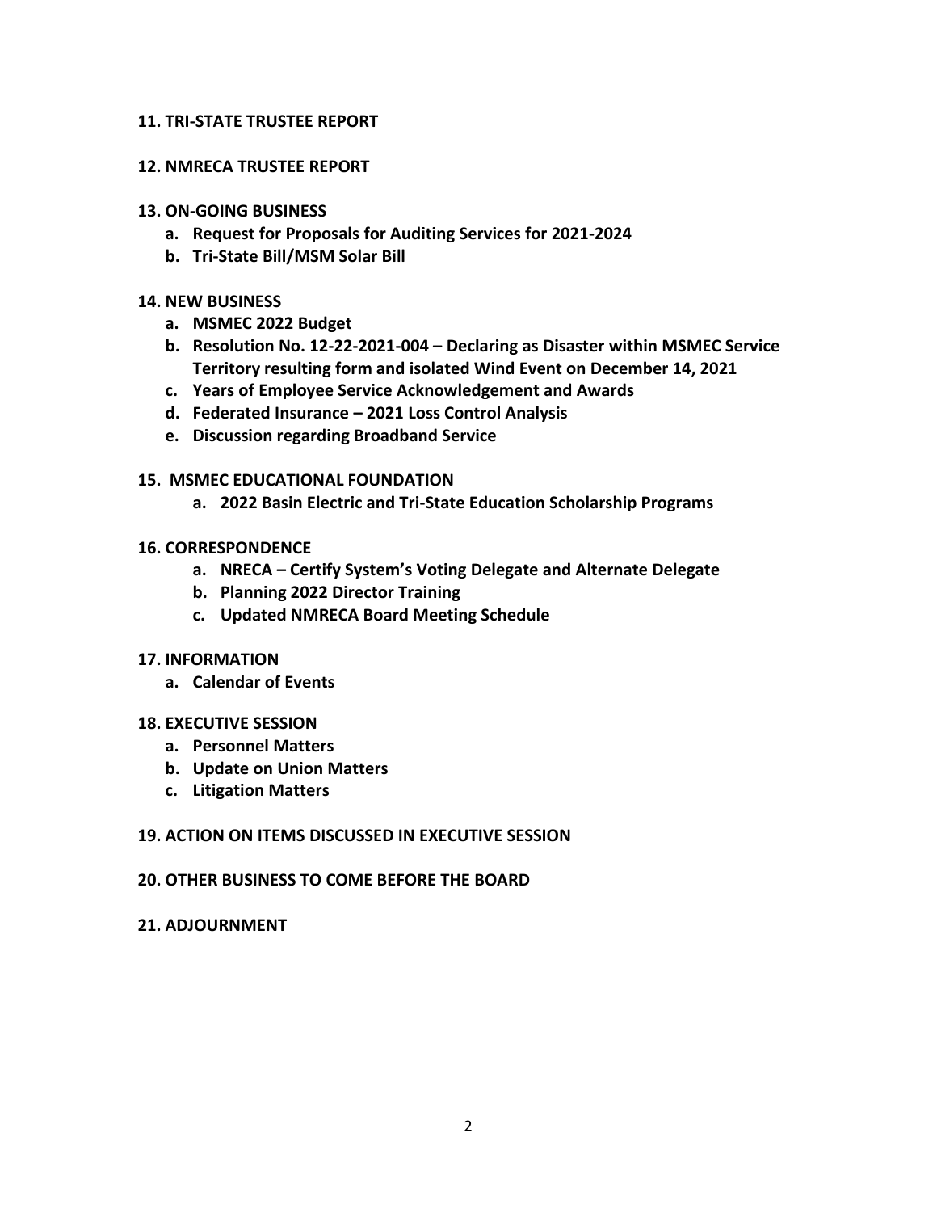**11. TRI-STATE TRUSTEE REPORT**

**12. NMRECA TRUSTEE REPORT**

**13. ON-GOING BUSINESS**

- **a. Request for Proposals for Auditing Services for 2021-2024**
- **b. Tri-State Bill/MSM Solar Bill**

**14. NEW BUSINESS**

- **a. MSMEC 2022 Budget**
- **b. Resolution No. 12-22-2021-004 – Declaring as Disaster within MSMEC Service Territory resulting form and isolated Wind Event on December 14, 2021**
- **c. Years of Employee Service Acknowledgement and Awards**
- **d. Federated Insurance – 2021 Loss Control Analysis**
- **e. Discussion regarding Broadband Service**

**15. MSMEC EDUCATIONAL FOUNDATION**

- **a. 2022 Basin Electric and Tri-State Education Scholarship Programs**

**16. CORRESPONDENCE**

- **a. NRECA – Certify System's Voting Delegate and Alternate Delegate**
- **b. Planning 2022 Director Training**
- **c. Updated NMRECA Board Meeting Schedule**

**17. INFORMATION**

- **a. Calendar of Events**

**18. EXECUTIVE SESSION**

- **a. Personnel Matters**
- **b. Update on Union Matters**
- **c. Litigation Matters**

**19. ACTION ON ITEMS DISCUSSED IN EXECUTIVE SESSION**

**20. OTHER BUSINESS TO COME BEFORE THE BOARD**

**21. ADJOURNMENT**